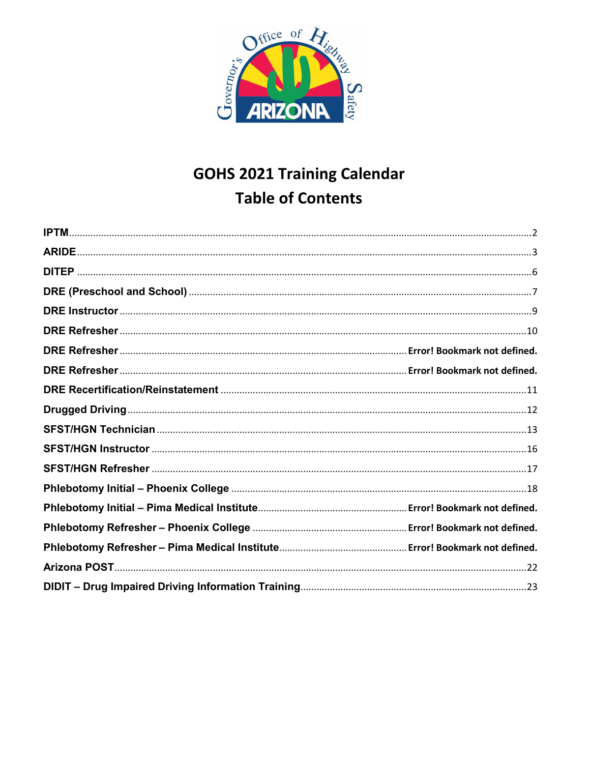# GOHS 2021 Training Calendar
## Table of Contents

IPTM.........................................................................................................................2

ARIDE.........................................................................................................................3

DITEP.........................................................................................................................6

DRE (Preschool and School).........................................................................................7

DRE Instructor..............................................................................................................9

DRE Refresher.............................................................................................................10

DRE Refresher..................................................................Error! Bookmark not defined.

DRE Refresher..................................................................Error! Bookmark not defined.

DRE Recertification/Reinstatement.............................................................................11

Drugged Driving...........................................................................................................12

SFST/HGN Technician..................................................................................................13

SFST/HGN Instructor....................................................................................................16

SFST/HGN Refresher....................................................................................................17

Phlebotomy Initial – Phoenix College...........................................................................18

Phlebotomy Initial – Pima Medical Institute.....................................Error! Bookmark not defined.

Phlebotomy Refresher – Phoenix College.......................................Error! Bookmark not defined.

Phlebotomy Refresher – Pima Medical Institute...............................Error! Bookmark not defined.

Arizona POST..............................................................................................................22

DIDIT – Drug Impaired Driving Information Training.....................................................23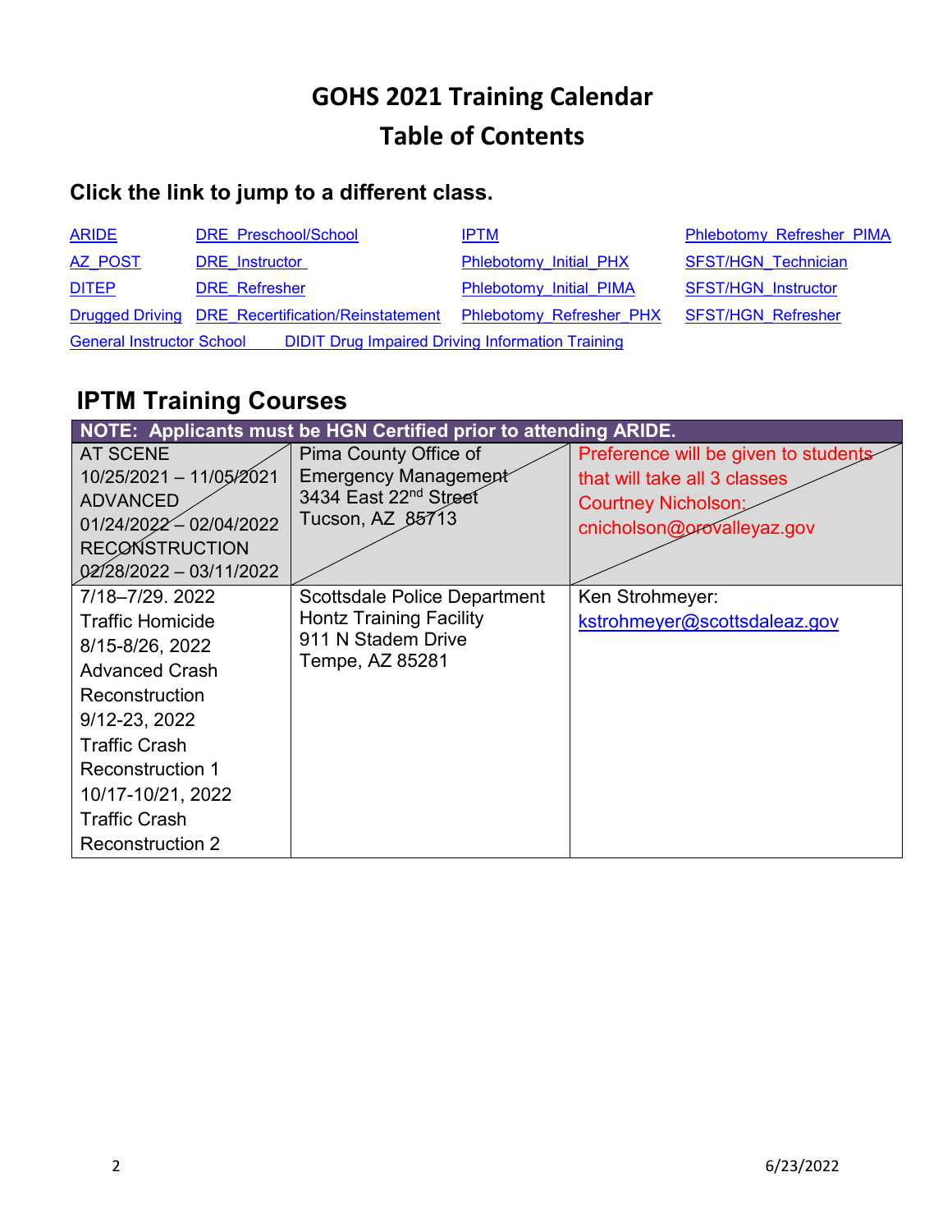# GOHS 2021 Training Calendar
# Table of Contents

### Click the link to jump to a different class.

| | | | |
|---|---|---|---|
| ARIDE | DRE_Preschool/School | IPTM | Phlebotomy_Refresher_PIMA |
| AZ_POST | DRE_Instructor | Phlebotomy_Initial_PHX | SFST/HGN_Technician |
| DITEP | DRE_Refresher | Phlebotomy_Initial_PIMA | SFST/HGN_Instructor |
| Drugged Driving | DRE_Recertification/Reinstatement | Phlebotomy_Refresher_PHX | SFST/HGN_Refresher |

General Instructor School    DIDIT Drug Impaired Driving Information Training

## IPTM Training Courses

| NOTE: Applicants must be HGN Certified prior to attending ARIDE. | | |
|---|---|---|
| AT SCENE 10/25/2021 – 11/05/2021 ADVANCED 01/24/2022 – 02/04/2022 RECONSTRUCTION 02/28/2022 – 03/11/2022 | Pima County Office of Emergency Management 3434 East 22nd Street Tucson, AZ 85713 | Preference will be given to students that will take all 3 classes Courtney Nicholson: cnicholson@orovalleyaz.gov |
| 7/18–7/29. 2022 Traffic Homicide 8/15-8/26, 2022 Advanced Crash Reconstruction 9/12-23, 2022 Traffic Crash Reconstruction 1 10/17-10/21, 2022 Traffic Crash Reconstruction 2 | Scottsdale Police Department Hontz Training Facility 911 N Stadem Drive Tempe, AZ 85281 | Ken Strohmeyer: kstrohmeyer@scottsdaleaz.gov |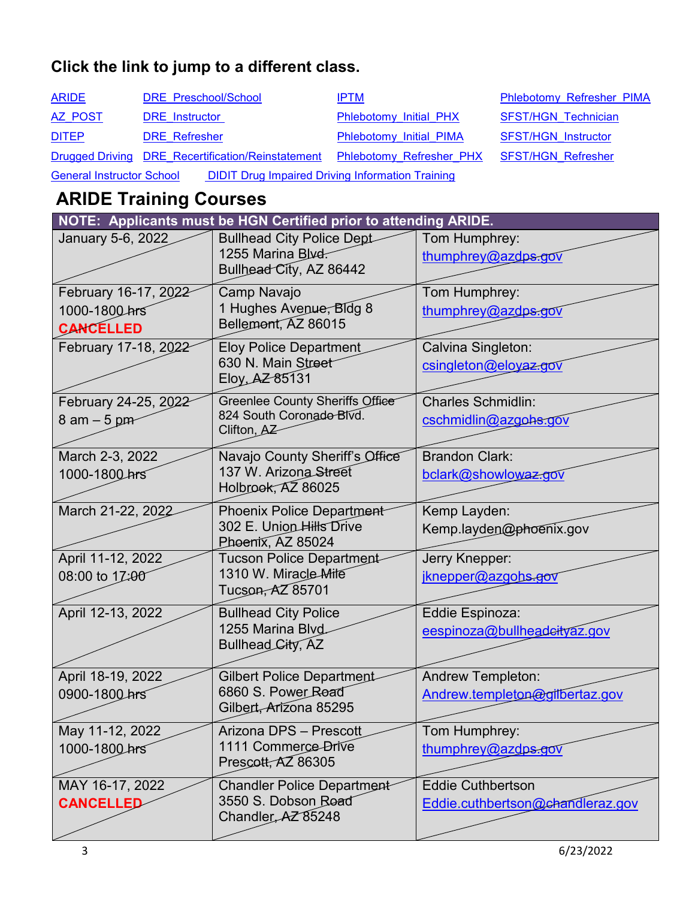## Click the link to jump to a different class.

| | | | |
|---|---|---|---|
| ARIDE | DRE_Preschool/School | IPTM | Phlebotomy_Refresher_PIMA |
| AZ_POST | DRE_Instructor | Phlebotomy_Initial_PHX | SFST/HGN_Technician |
| DITEP | DRE_Refresher | Phlebotomy_Initial_PIMA | SFST/HGN_Instructor |
| Drugged Driving | DRE_Recertification/Reinstatement | Phlebotomy_Refresher_PHX | SFST/HGN_Refresher |
| General Instructor School | DIDIT Drug Impaired Driving Information Training | | |

# ARIDE Training Courses

| NOTE: Applicants must be HGN Certified prior to attending ARIDE. | | |
|---|---|---|
| January 5-6, 2022 | Bullhead City Police Dept<br>1255 Marina Blvd.<br>Bullhead City, AZ 86442 | Tom Humphrey:<br>thumphrey@azdps.gov |
| February 16-17, 2022<br>1000-1800 hrs<br>**CANCELLED** | Camp Navajo<br>1 Hughes Avenue, Bldg 8<br>Bellemont, AZ 86015 | Tom Humphrey:<br>thumphrey@azdps.gov |
| February 17-18, 2022 | Eloy Police Department<br>630 N. Main Street<br>Eloy, AZ 85131 | Calvina Singleton:<br>csingleton@eloyaz.gov |
| February 24-25, 2022<br>8 am – 5 pm | Greenlee County Sheriffs Office<br>824 South Coronado Blvd.<br>Clifton, AZ | Charles Schmidlin:<br>cschmidlin@azgohs.gov |
| March 2-3, 2022<br>1000-1800 hrs | Navajo County Sheriff's Office<br>137 W. Arizona Street<br>Holbrook, AZ 86025 | Brandon Clark:<br>bclark@showlowaz.gov |
| March 21-22, 2022 | Phoenix Police Department<br>302 E. Union Hills Drive<br>Phoenix, AZ 85024 | Kemp Layden:<br>Kemp.layden@phoenix.gov |
| April 11-12, 2022<br>08:00 to 17:00 | Tucson Police Department<br>1310 W. Miracle Mile<br>Tucson, AZ 85701 | Jerry Knepper:<br>jknepper@azgohs.gov |
| April 12-13, 2022 | Bullhead City Police<br>1255 Marina Blvd.<br>Bullhead City, AZ | Eddie Espinoza:<br>eespinoza@bullheadcityaz.gov |
| April 18-19, 2022<br>0900-1800 hrs | Gilbert Police Department<br>6860 S. Power Road<br>Gilbert, Arizona 85295 | Andrew Templeton:<br>Andrew.templeton@gilbertaz.gov |
| May 11-12, 2022<br>1000-1800 hrs | Arizona DPS – Prescott<br>1111 Commerce Drive<br>Prescott, AZ 86305 | Tom Humphrey:<br>thumphrey@azdps.gov |
| MAY 16-17, 2022<br>**CANCELLED** | Chandler Police Department<br>3550 S. Dobson Road<br>Chandler, AZ 85248 | Eddie Cuthbertson<br>Eddie.cuthbertson@chandleraz.gov |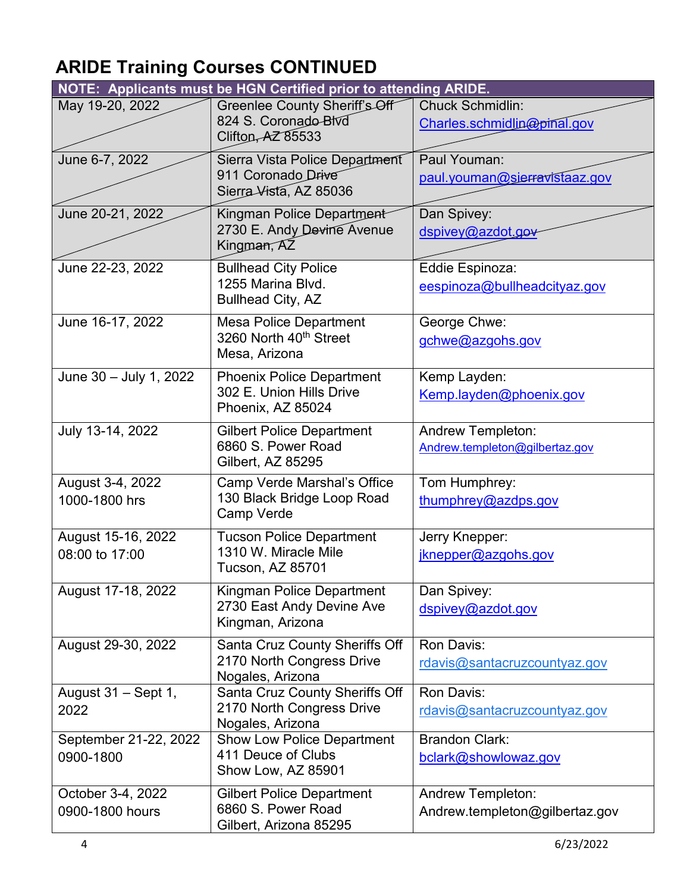# ARIDE Training Courses CONTINUED

| NOTE: Applicants must be HGN Certified prior to attending ARIDE. | | |
|---|---|---|
| ~~May 19-20, 2022~~ | ~~Greenlee County Sheriff's Off<br>824 S. Coronado Blvd<br>Clifton, AZ 85533~~ | ~~Chuck Schmidlin:<br>Charles.schmidlin@pinal.gov~~ |
| ~~June 6-7, 2022~~ | ~~Sierra Vista Police Department<br>911 Coronado Drive<br>Sierra Vista, AZ 85036~~ | ~~Paul Youman:<br>paul.youman@sierravistaaz.gov~~ |
| ~~June 20-21, 2022~~ | ~~Kingman Police Department<br>2730 E. Andy Devine Avenue<br>Kingman, AZ~~ | ~~Dan Spivey:<br>dspivey@azdot.gov~~ |
| June 22-23, 2022 | Bullhead City Police<br>1255 Marina Blvd.<br>Bullhead City, AZ | Eddie Espinoza:<br>eespinoza@bullheadcityaz.gov |
| June 16-17, 2022 | Mesa Police Department<br>3260 North 40th Street<br>Mesa, Arizona | George Chwe:<br>gchwe@azgohs.gov |
| June 30 – July 1, 2022 | Phoenix Police Department<br>302 E. Union Hills Drive<br>Phoenix, AZ 85024 | Kemp Layden:<br>Kemp.layden@phoenix.gov |
| July 13-14, 2022 | Gilbert Police Department<br>6860 S. Power Road<br>Gilbert, AZ 85295 | Andrew Templeton:<br>Andrew.templeton@gilbertaz.gov |
| August 3-4, 2022<br>1000-1800 hrs | Camp Verde Marshal's Office<br>130 Black Bridge Loop Road<br>Camp Verde | Tom Humphrey:<br>thumphrey@azdps.gov |
| August 15-16, 2022<br>08:00 to 17:00 | Tucson Police Department<br>1310 W. Miracle Mile<br>Tucson, AZ 85701 | Jerry Knepper:<br>jknepper@azgohs.gov |
| August 17-18, 2022 | Kingman Police Department<br>2730 East Andy Devine Ave<br>Kingman, Arizona | Dan Spivey:<br>dspivey@azdot.gov |
| August 29-30, 2022 | Santa Cruz County Sheriffs Off<br>2170 North Congress Drive<br>Nogales, Arizona | Ron Davis:<br>rdavis@santacruzcountyaz.gov |
| August 31 – Sept 1, 2022 | Santa Cruz County Sheriffs Off<br>2170 North Congress Drive<br>Nogales, Arizona | Ron Davis:<br>rdavis@santacruzcountyaz.gov |
| September 21-22, 2022<br>0900-1800 | Show Low Police Department<br>411 Deuce of Clubs<br>Show Low, AZ 85901 | Brandon Clark:<br>bclark@showlowaz.gov |
| October 3-4, 2022<br>0900-1800 hours | Gilbert Police Department<br>6860 S. Power Road<br>Gilbert, Arizona 85295 | Andrew Templeton:<br>Andrew.templeton@gilbertaz.gov |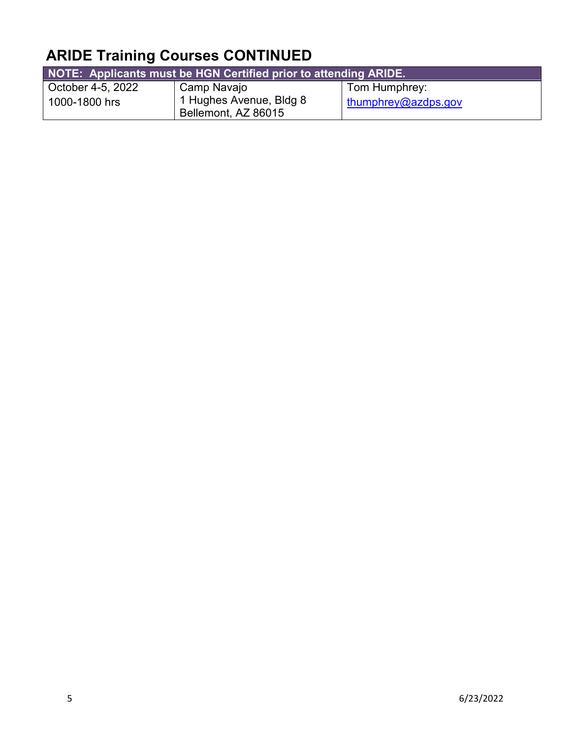## ARIDE Training Courses CONTINUED

| NOTE: Applicants must be HGN Certified prior to attending ARIDE. | | |
|---|---|---|
| October 4-5, 2022<br>1000-1800 hrs | Camp Navajo<br>1 Hughes Avenue, Bldg 8<br>Bellemont, AZ 86015 | Tom Humphrey:<br>thumphrey@azdps.gov |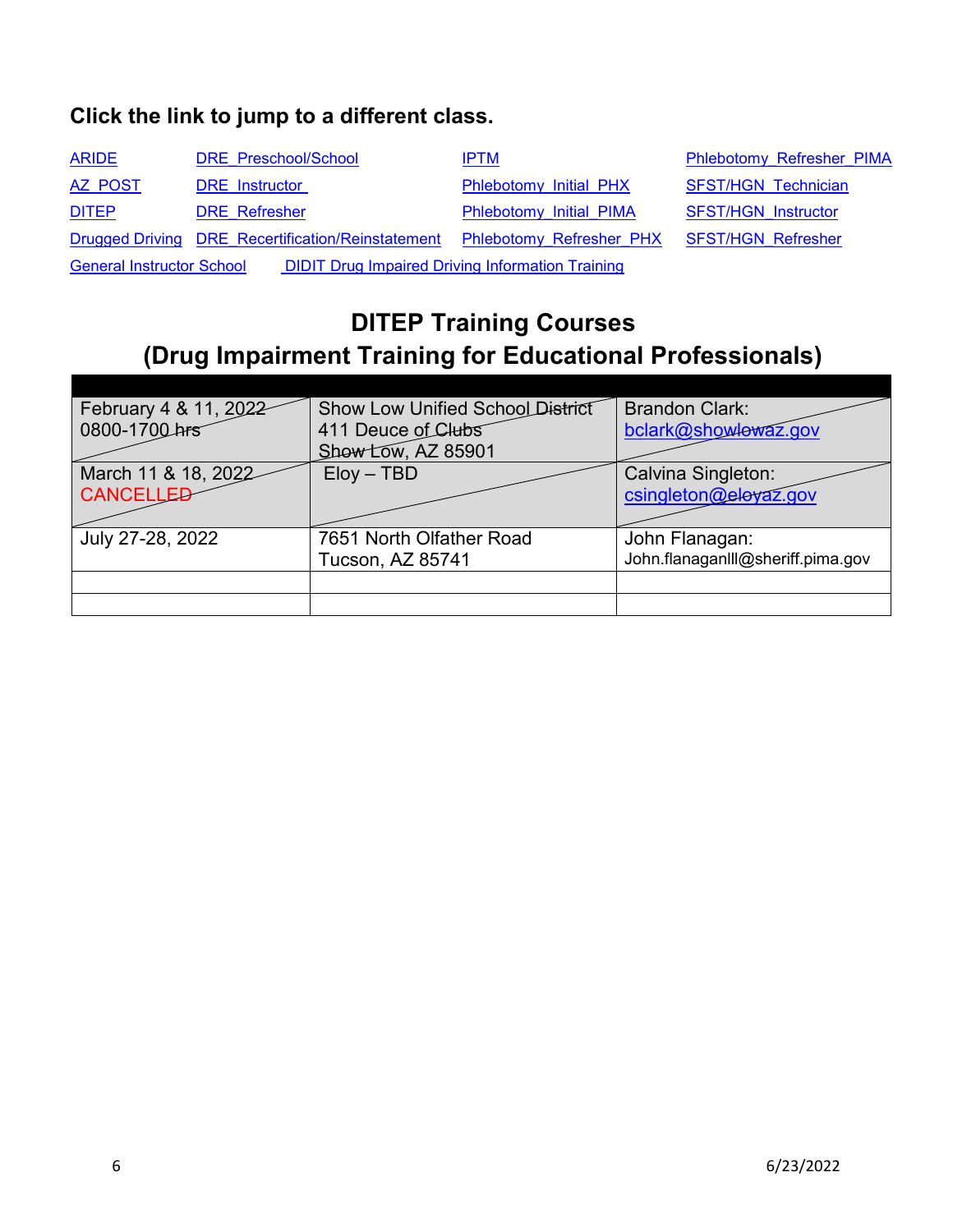**Click the link to jump to a different class.**

| | | | |
|---|---|---|---|
| ARIDE | DRE_Preschool/School | IPTM | Phlebotomy_Refresher_PIMA |
| AZ_POST | DRE_Instructor | Phlebotomy_Initial_PHX | SFST/HGN_Technician |
| DITEP | DRE_Refresher | Phlebotomy_Initial_PIMA | SFST/HGN_Instructor |
| Drugged Driving | DRE_Recertification/Reinstatement | Phlebotomy_Refresher_PHX | SFST/HGN_Refresher |
| General Instructor School | DIDIT Drug Impaired Driving Information Training | | |

## DITEP Training Courses
## (Drug Impairment Training for Educational Professionals)

| | | |
|---|---|---|
| ~~February 4 & 11, 2022 0800-1700 hrs~~ | ~~Show Low Unified School District 411 Deuce of Clubs Show Low, AZ 85901~~ | ~~Brandon Clark: bclark@showlowaz.gov~~ |
| ~~March 11 & 18, 2022~~ CANCELLED | ~~Eloy – TBD~~ | ~~Calvina Singleton: csingleton@eloyaz.gov~~ |
| July 27-28, 2022 | 7651 North Olfather Road Tucson, AZ 85741 | John Flanagan: John.flanaganIII@sheriff.pima.gov |
| | | |
| | | |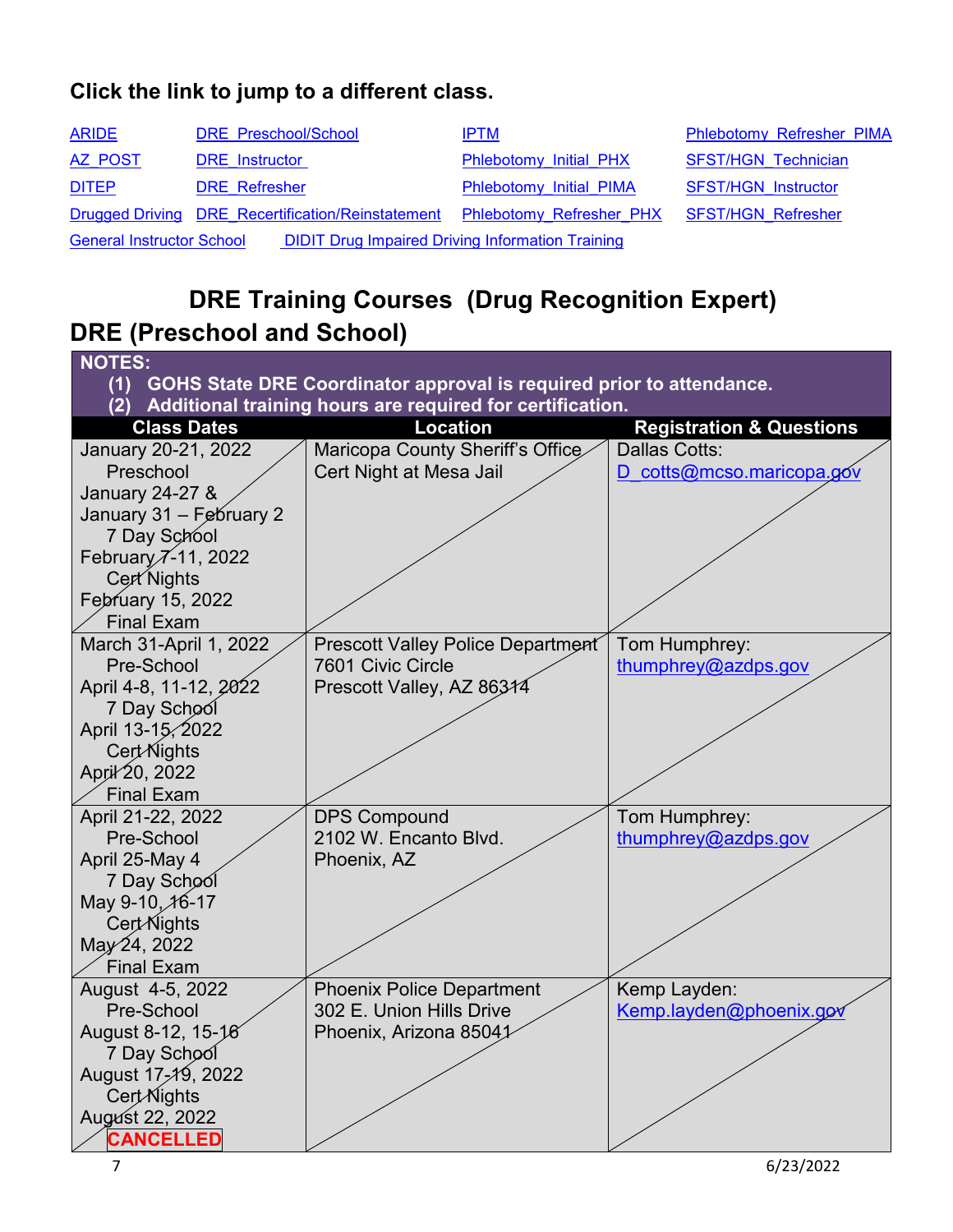**Click the link to jump to a different class.**

| | | | |
|---|---|---|---|
| ARIDE | DRE_Preschool/School | IPTM | Phlebotomy_Refresher_PIMA |
| AZ_POST | DRE_Instructor | Phlebotomy_Initial_PHX | SFST/HGN_Technician |
| DITEP | DRE_Refresher | Phlebotomy_Initial_PIMA | SFST/HGN_Instructor |
| Drugged Driving | DRE_Recertification/Reinstatement | Phlebotomy_Refresher_PHX | SFST/HGN_Refresher |
| General Instructor School | DIDIT Drug Impaired Driving Information Training | | |

# DRE Training Courses (Drug Recognition Expert)

## DRE (Preschool and School)

**NOTES:**
**(1) GOHS State DRE Coordinator approval is required prior to attendance.**
**(2) Additional training hours are required for certification.**

| Class Dates | Location | Registration & Questions |
|---|---|---|
| January 20-21, 2022<br>Preschool<br>January 24-27 &<br>January 31 – February 2<br>7 Day School<br>February 7-11, 2022<br>Cert Nights<br>February 15, 2022<br>Final Exam | Maricopa County Sheriff's Office<br>Cert Night at Mesa Jail | Dallas Cotts:<br>D_cotts@mcso.maricopa.gov |
| March 31-April 1, 2022<br>Pre-School<br>April 4-8, 11-12, 2022<br>7 Day School<br>April 13-15, 2022<br>Cert Nights<br>April 20, 2022<br>Final Exam | Prescott Valley Police Department<br>7601 Civic Circle<br>Prescott Valley, AZ 86314 | Tom Humphrey:<br>thumphrey@azdps.gov |
| April 21-22, 2022<br>Pre-School<br>April 25-May 4<br>7 Day School<br>May 9-10, 16-17<br>Cert Nights<br>May 24, 2022<br>Final Exam | DPS Compound<br>2102 W. Encanto Blvd.<br>Phoenix, AZ | Tom Humphrey:<br>thumphrey@azdps.gov |
| August 4-5, 2022<br>Pre-School<br>August 8-12, 15-16<br>7 Day School<br>August 17-19, 2022<br>Cert Nights<br>August 22, 2022<br>**CANCELLED** | Phoenix Police Department<br>302 E. Union Hills Drive<br>Phoenix, Arizona 85041 | Kemp Layden:<br>Kemp.layden@phoenix.gov |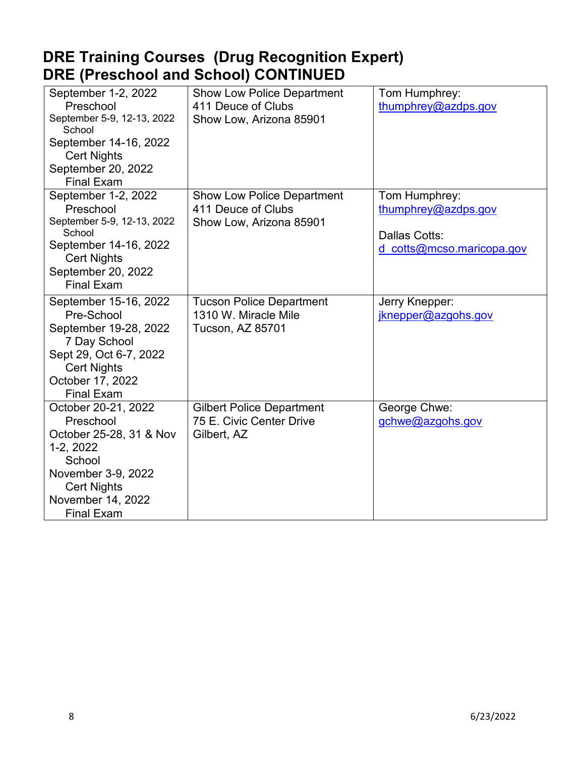# DRE Training Courses (Drug Recognition Expert)
# DRE (Preschool and School) CONTINUED

| | | |
|---|---|---|
| September 1-2, 2022<br>Preschool<br>September 5-9, 12-13, 2022<br>School<br>September 14-16, 2022<br>Cert Nights<br>September 20, 2022<br>Final Exam | Show Low Police Department<br>411 Deuce of Clubs<br>Show Low, Arizona 85901 | Tom Humphrey:<br>thumphrey@azdps.gov |
| September 1-2, 2022<br>Preschool<br>September 5-9, 12-13, 2022<br>School<br>September 14-16, 2022<br>Cert Nights<br>September 20, 2022<br>Final Exam | Show Low Police Department<br>411 Deuce of Clubs<br>Show Low, Arizona 85901 | Tom Humphrey:<br>thumphrey@azdps.gov<br><br>Dallas Cotts:<br>d_cotts@mcso.maricopa.gov |
| September 15-16, 2022<br>Pre-School<br>September 19-28, 2022<br>7 Day School<br>Sept 29, Oct 6-7, 2022<br>Cert Nights<br>October 17, 2022<br>Final Exam | Tucson Police Department<br>1310 W. Miracle Mile<br>Tucson, AZ 85701 | Jerry Knepper:<br>jknepper@azgohs.gov |
| October 20-21, 2022<br>Preschool<br>October 25-28, 31 & Nov 1-2, 2022<br>School<br>November 3-9, 2022<br>Cert Nights<br>November 14, 2022<br>Final Exam | Gilbert Police Department<br>75 E. Civic Center Drive<br>Gilbert, AZ | George Chwe:<br>gchwe@azgohs.gov |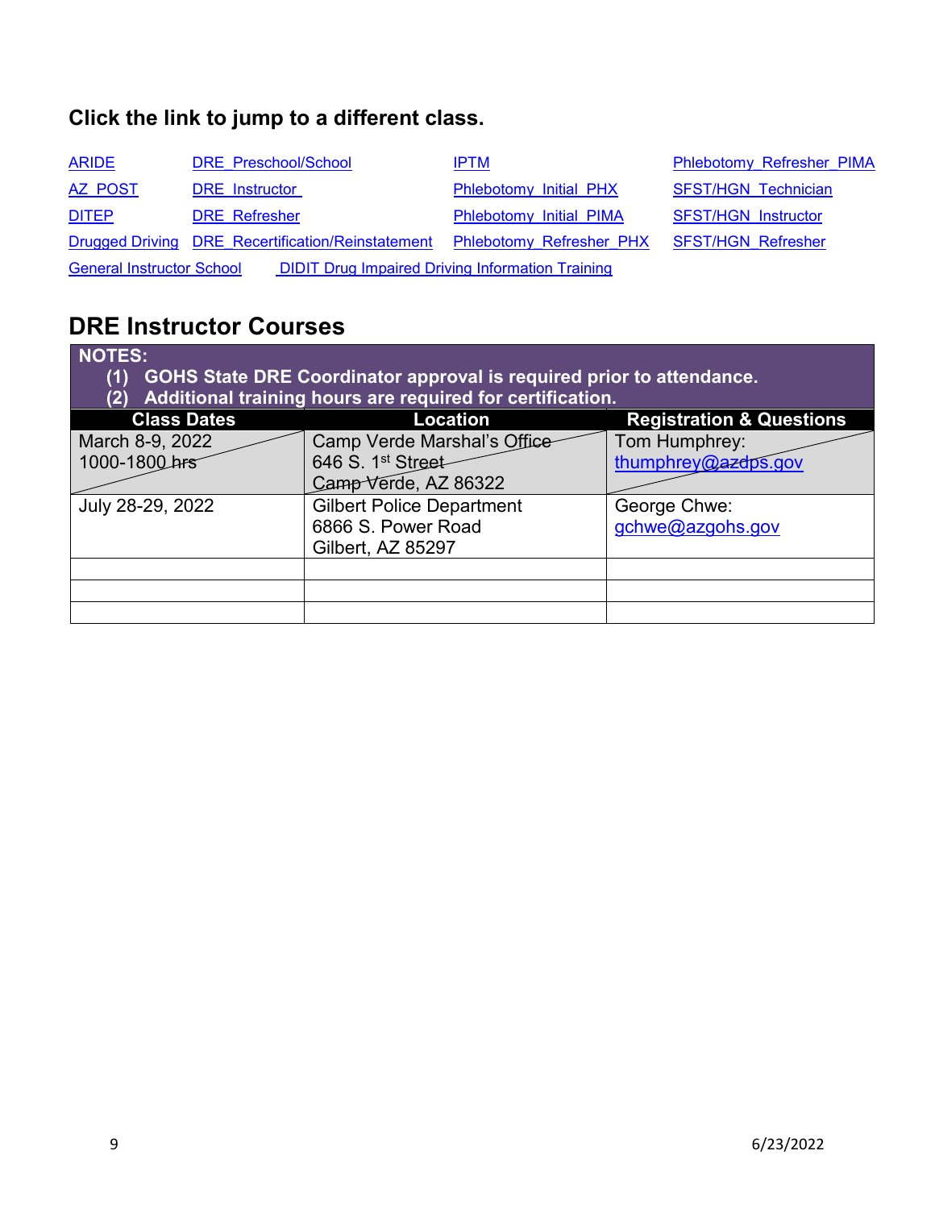**Click the link to jump to a different class.**

| | | | |
|---|---|---|---|
| ARIDE | DRE_Preschool/School | IPTM | Phlebotomy_Refresher_PIMA |
| AZ_POST | DRE_Instructor | Phlebotomy_Initial_PHX | SFST/HGN_Technician |
| DITEP | DRE_Refresher | Phlebotomy_Initial_PIMA | SFST/HGN_Instructor |
| Drugged Driving | DRE_Recertification/Reinstatement | Phlebotomy_Refresher_PHX | SFST/HGN_Refresher |
| General Instructor School | DIDIT Drug Impaired Driving Information Training | | |

## DRE Instructor Courses

**NOTES:**
1. **GOHS State DRE Coordinator approval is required prior to attendance.**
2. **Additional training hours are required for certification.**

| Class Dates | Location | Registration & Questions |
|---|---|---|
| ~~March 8-9, 2022 1000-1800 hrs~~ | ~~Camp Verde Marshal's Office 646 S. 1st Street Camp Verde, AZ 86322~~ | ~~Tom Humphrey: thumphrey@azdps.gov~~ |
| July 28-29, 2022 | Gilbert Police Department 6866 S. Power Road Gilbert, AZ 85297 | George Chwe: gchwe@azgohs.gov |
| | | |
| | | |
| | | |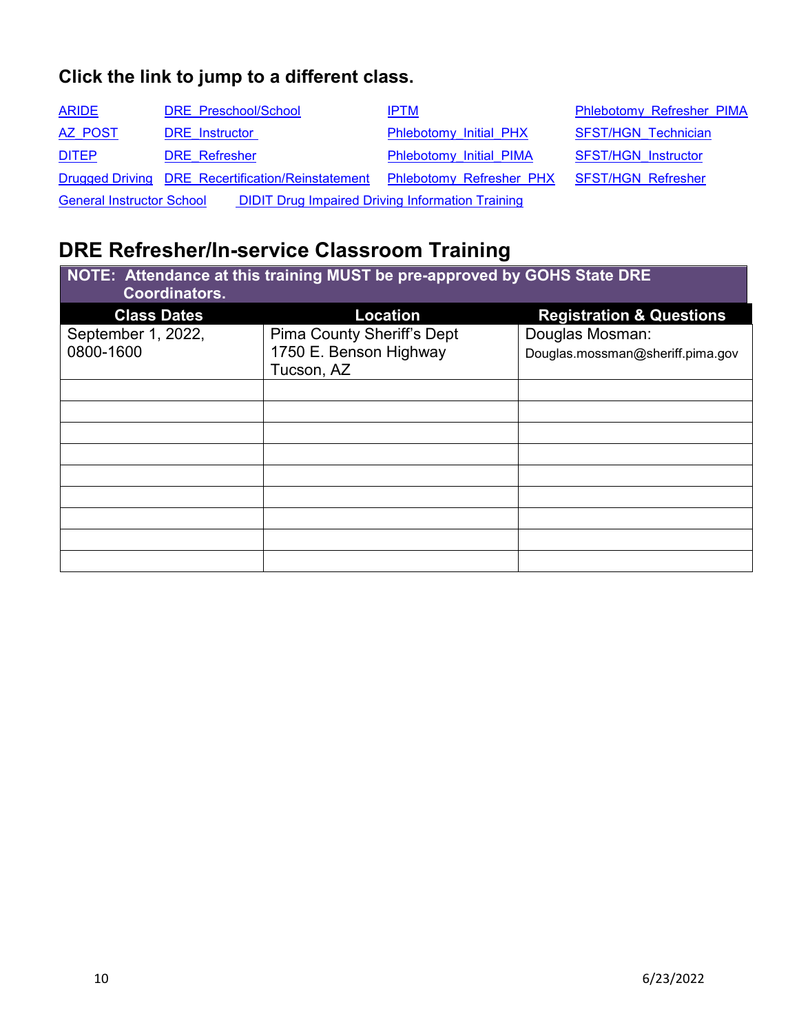**Click the link to jump to a different class.**

ARIDE | DRE_Preschool/School | IPTM | Phlebotomy_Refresher_PIMA
AZ_POST | DRE_Instructor | Phlebotomy_Initial_PHX | SFST/HGN_Technician
DITEP | DRE_Refresher | Phlebotomy_Initial_PIMA | SFST/HGN_Instructor
Drugged Driving | DRE_Recertification/Reinstatement | Phlebotomy_Refresher_PHX | SFST/HGN_Refresher
General Instructor School | DIDIT Drug Impaired Driving Information Training

## DRE Refresher/In-service Classroom Training

**NOTE: Attendance at this training MUST be pre-approved by GOHS State DRE Coordinators.**

| Class Dates | Location | Registration & Questions |
|---|---|---|
| September 1, 2022, 0800-1600 | Pima County Sheriff's Dept 1750 E. Benson Highway Tucson, AZ | Douglas Mosman: Douglas.mossman@sheriff.pima.gov |
| | | |
| | | |
| | | |
| | | |
| | | |
| | | |
| | | |
| | | |
| | | |

6/23/2022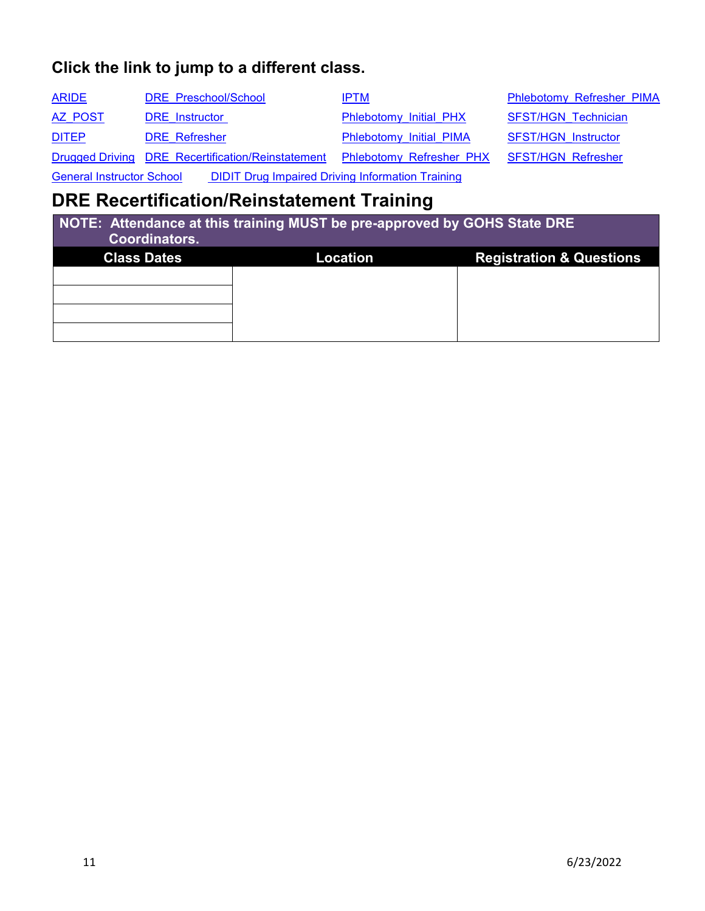### Click the link to jump to a different class.

| | | | |
|---|---|---|---|
| ARIDE | DRE_Preschool/School | IPTM | Phlebotomy_Refresher_PIMA |
| AZ_POST | DRE_Instructor | Phlebotomy_Initial_PHX | SFST/HGN_Technician |
| DITEP | DRE_Refresher | Phlebotomy_Initial_PIMA | SFST/HGN_Instructor |
| Drugged Driving | DRE_Recertification/Reinstatement | Phlebotomy_Refresher_PHX | SFST/HGN_Refresher |
| General Instructor School | DIDIT Drug Impaired Driving Information Training | | |

## DRE Recertification/Reinstatement Training

| NOTE: Attendance at this training MUST be pre-approved by GOHS State DRE Coordinators. | | |
|---|---|---|
| **Class Dates** | **Location** | **Registration & Questions** |
| | | |
| | | |
| | | |
| | | |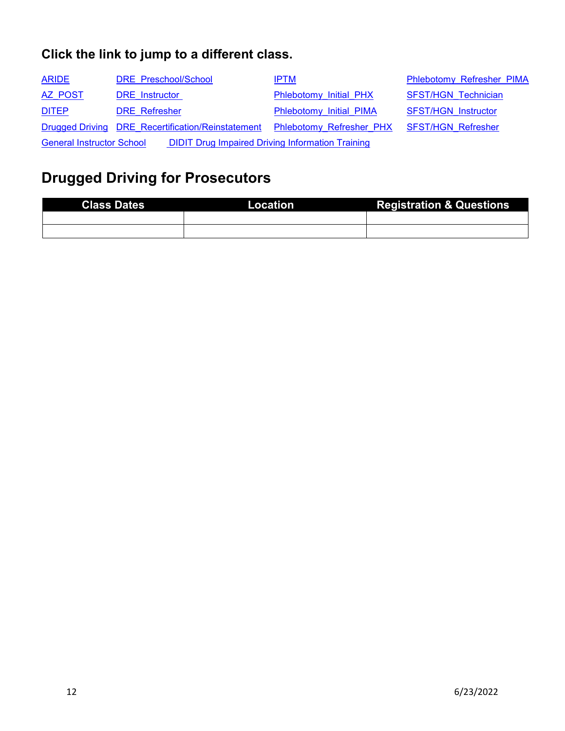## Click the link to jump to a different class.

ARIDE DRE_Preschool/School IPTM Phlebotomy_Refresher_PIMA
AZ_POST DRE_Instructor Phlebotomy_Initial_PHX SFST/HGN_Technician
DITEP DRE_Refresher Phlebotomy_Initial_PIMA SFST/HGN_Instructor
Drugged Driving DRE_Recertification/Reinstatement Phlebotomy_Refresher_PHX SFST/HGN_Refresher
General Instructor School DIDIT Drug Impaired Driving Information Training

# Drugged Driving for Prosecutors

| Class Dates | Location | Registration & Questions |
|---|---|---|
| | | |
| | | |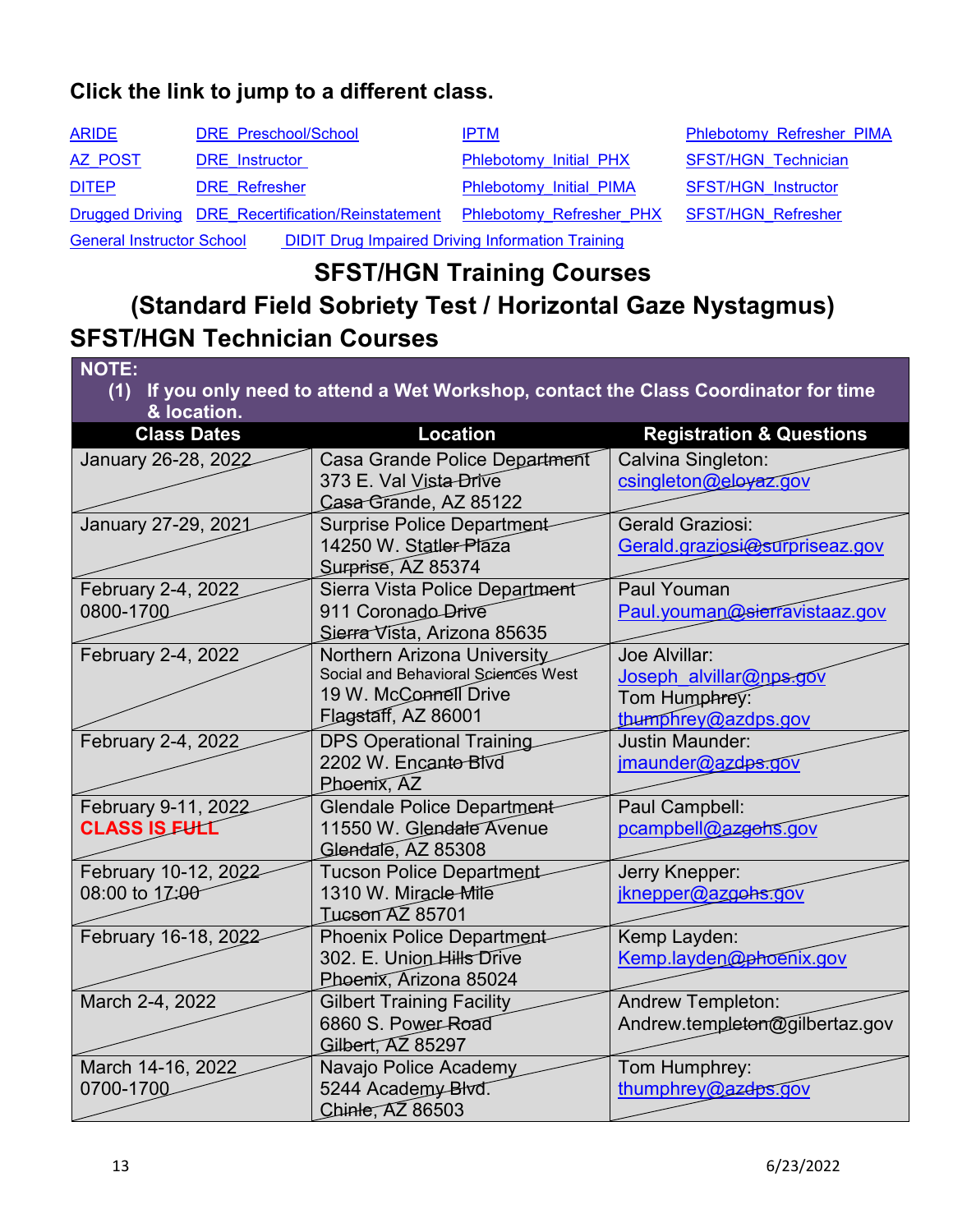**Click the link to jump to a different class.**

| | | | |
|---|---|---|---|
| ARIDE | DRE_Preschool/School | IPTM | Phlebotomy_Refresher_PIMA |
| AZ_POST | DRE_Instructor | Phlebotomy_Initial_PHX | SFST/HGN_Technician |
| DITEP | DRE_Refresher | Phlebotomy_Initial_PIMA | SFST/HGN_Instructor |
| Drugged Driving | DRE_Recertification/Reinstatement | Phlebotomy_Refresher_PHX | SFST/HGN_Refresher |

General Instructor School    DIDIT Drug Impaired Driving Information Training

# SFST/HGN Training Courses
# (Standard Field Sobriety Test / Horizontal Gaze Nystagmus)

## SFST/HGN Technician Courses

**NOTE:**
**(1) If you only need to attend a Wet Workshop, contact the Class Coordinator for time & location.**

| Class Dates | Location | Registration & Questions |
|---|---|---|
| January 26-28, 2022 | Casa Grande Police Department<br>373 E. Val Vista Drive<br>Casa Grande, AZ 85122 | Calvina Singleton:<br>csingleton@eloyaz.gov |
| January 27-29, 2021 | Surprise Police Department<br>14250 W. Statler Plaza<br>Surprise, AZ 85374 | Gerald Graziosi:<br>Gerald.graziosi@surpriseaz.gov |
| February 2-4, 2022<br>0800-1700 | Sierra Vista Police Department<br>911 Coronado Drive<br>Sierra Vista, Arizona 85635 | Paul Youman<br>Paul.youman@sierravistaaz.gov |
| February 2-4, 2022 | Northern Arizona University<br>Social and Behavioral Sciences West<br>19 W. McConnell Drive<br>Flagstaff, AZ 86001 | Joe Alvillar:<br>Joseph_alvillar@nps.gov<br>Tom Humphrey:<br>thumphrey@azdps.gov |
| February 2-4, 2022 | DPS Operational Training<br>2202 W. Encanto Blvd<br>Phoenix, AZ | Justin Maunder:<br>jmaunder@azdps.gov |
| February 9-11, 2022<br>**CLASS IS FULL** | Glendale Police Department<br>11550 W. Glendale Avenue<br>Glendale, AZ 85308 | Paul Campbell:<br>pcampbell@azgohs.gov |
| February 10-12, 2022<br>08:00 to 17:00 | Tucson Police Department<br>1310 W. Miracle Mile<br>Tucson AZ 85701 | Jerry Knepper:<br>jknepper@azgohs.gov |
| February 16-18, 2022 | Phoenix Police Department<br>302. E. Union Hills Drive<br>Phoenix, Arizona 85024 | Kemp Layden:<br>Kemp.layden@phoenix.gov |
| March 2-4, 2022 | Gilbert Training Facility<br>6860 S. Power Road<br>Gilbert, AZ 85297 | Andrew Templeton:<br>Andrew.templeton@gilbertaz.gov |
| March 14-16, 2022<br>0700-1700 | Navajo Police Academy<br>5244 Academy Blvd.<br>Chinle, AZ 86503 | Tom Humphrey:<br>thumphrey@azdps.gov |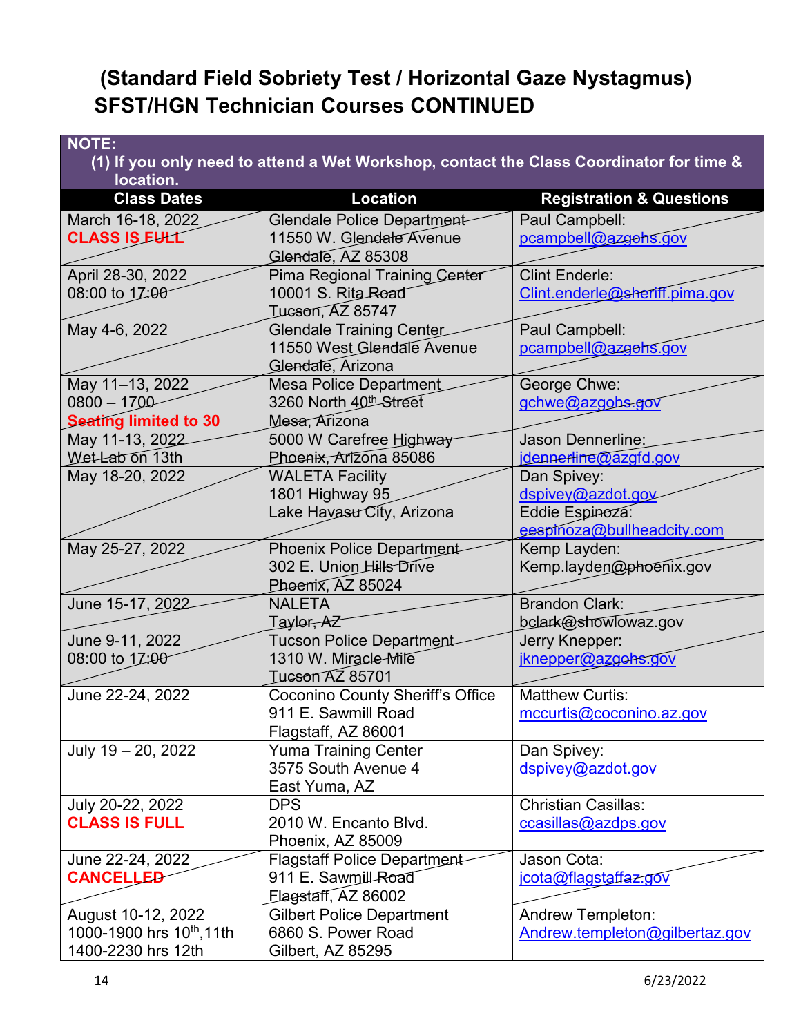# (Standard Field Sobriety Test / Horizontal Gaze Nystagmus) SFST/HGN Technician Courses CONTINUED

**NOTE:**
**(1) If you only need to attend a Wet Workshop, contact the Class Coordinator for time & location.**

| Class Dates | Location | Registration & Questions |
|---|---|---|
| March 16-18, 2022 **CLASS IS FULL** | Glendale Police Department 11550 W. Glendale Avenue Glendale, AZ 85308 | Paul Campbell: pcampbell@azgohs.gov |
| April 28-30, 2022 08:00 to 17:00 | Pima Regional Training Center 10001 S. Rita Road Tucson, AZ 85747 | Clint Enderle: Clint.enderle@sheriff.pima.gov |
| May 4-6, 2022 | Glendale Training Center 11550 West Glendale Avenue Glendale, Arizona | Paul Campbell: pcampbell@azgohs.gov |
| May 11–13, 2022 0800 – 1700 **Seating limited to 30** | Mesa Police Department 3260 North 40th Street Mesa, Arizona | George Chwe: gchwe@azgohs.gov |
| May 11-13, 2022 Wet Lab on 13th | 5000 W Carefree Highway Phoenix, Arizona 85086 | Jason Dennerline: jdennerline@azgfd.gov |
| May 18-20, 2022 | WALETA Facility 1801 Highway 95 Lake Havasu City, Arizona | Dan Spivey: dspivey@azdot.gov Eddie Espinoza: eespinoza@bullheadcity.com |
| May 25-27, 2022 | Phoenix Police Department 302 E. Union Hills Drive Phoenix, AZ 85024 | Kemp Layden: Kemp.layden@phoenix.gov |
| June 15-17, 2022 | NALETA Taylor, AZ | Brandon Clark: bclark@showlowaz.gov |
| June 9-11, 2022 08:00 to 17:00 | Tucson Police Department 1310 W. Miracle Mile Tucson AZ 85701 | Jerry Knepper: jknepper@azgohs.gov |
| June 22-24, 2022 | Coconino County Sheriff's Office 911 E. Sawmill Road Flagstaff, AZ 86001 | Matthew Curtis: mccurtis@coconino.az.gov |
| July 19 – 20, 2022 | Yuma Training Center 3575 South Avenue 4 East Yuma, AZ | Dan Spivey: dspivey@azdot.gov |
| July 20-22, 2022 **CLASS IS FULL** | DPS 2010 W. Encanto Blvd. Phoenix, AZ 85009 | Christian Casillas: ccasillas@azdps.gov |
| June 22-24, 2022 **CANCELLED** | Flagstaff Police Department 911 E. Sawmill Road Flagstaff, AZ 86002 | Jason Cota: jcota@flagstaffaz.gov |
| August 10-12, 2022 1000-1900 hrs 10th,11th 1400-2230 hrs 12th | Gilbert Police Department 6860 S. Power Road Gilbert, AZ 85295 | Andrew Templeton: Andrew.templeton@gilbertaz.gov |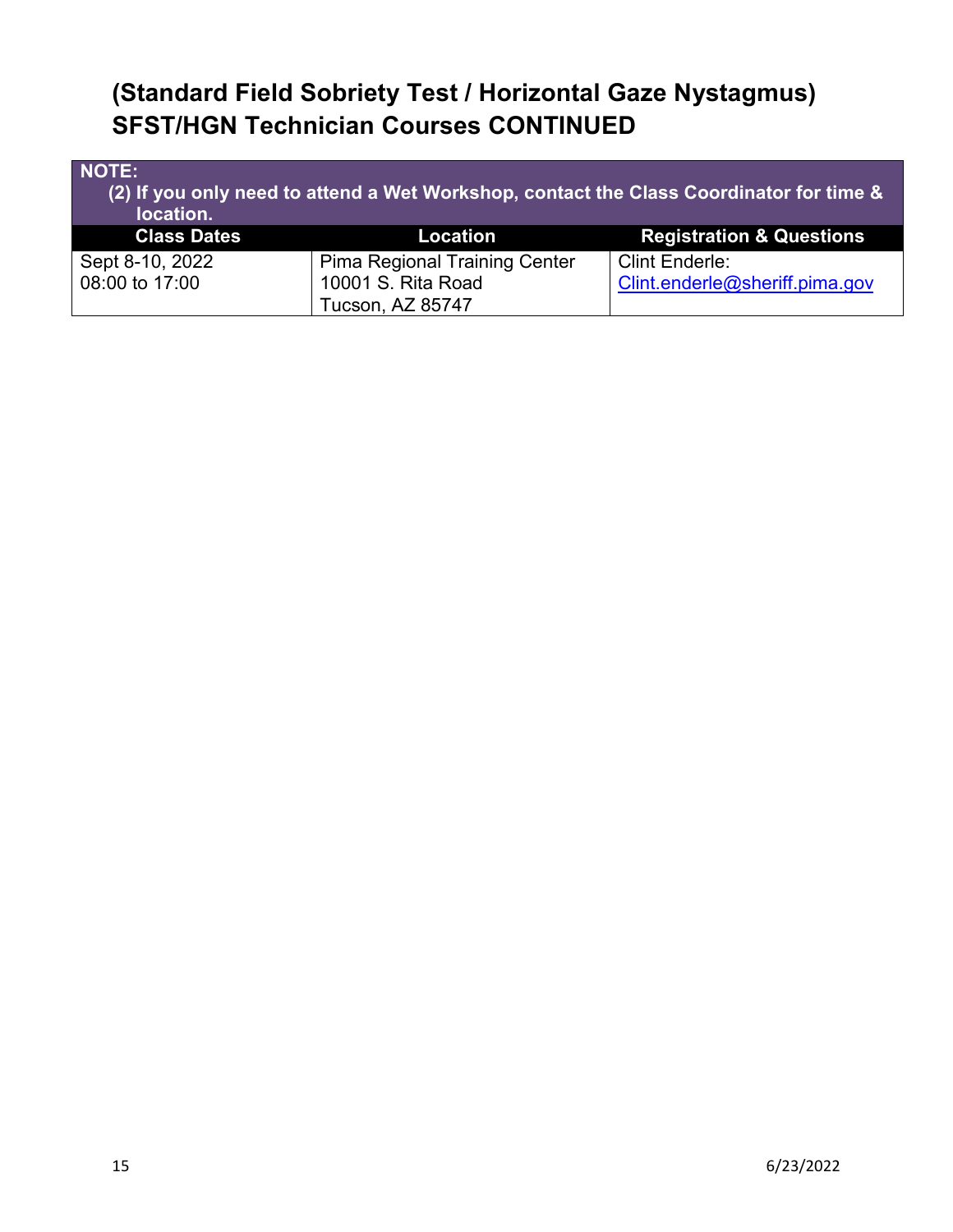# (Standard Field Sobriety Test / Horizontal Gaze Nystagmus) SFST/HGN Technician Courses CONTINUED

| NOTE: (2) If you only need to attend a Wet Workshop, contact the Class Coordinator for time & location. | | |
|---|---|---|
| **Class Dates** | **Location** | **Registration & Questions** |
| Sept 8-10, 2022<br>08:00 to 17:00 | Pima Regional Training Center<br>10001 S. Rita Road<br>Tucson, AZ 85747 | Clint Enderle:<br>Clint.enderle@sheriff.pima.gov |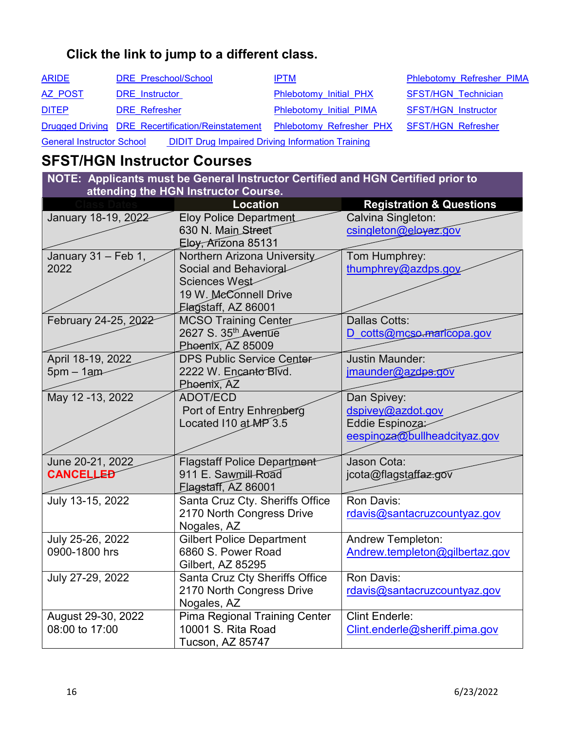**Click the link to jump to a different class.**

| | | | |
|---|---|---|---|
| ARIDE | DRE_Preschool/School | IPTM | Phlebotomy_Refresher_PIMA |
| AZ_POST | DRE_Instructor | Phlebotomy_Initial_PHX | SFST/HGN_Technician |
| DITEP | DRE_Refresher | Phlebotomy_Initial_PIMA | SFST/HGN_Instructor |
| Drugged Driving | DRE_Recertification/Reinstatement | Phlebotomy_Refresher_PHX | SFST/HGN_Refresher |
| General Instructor School | DIDIT Drug Impaired Driving Information Training | | |

## SFST/HGN Instructor Courses

**NOTE: Applicants must be General Instructor Certified and HGN Certified prior to attending the HGN Instructor Course.**

| Class Dates | Location | Registration & Questions |
|---|---|---|
| January 18-19, 2022 | Eloy Police Department<br>630 N. Main Street<br>Eloy, Arizona 85131 | Calvina Singleton:<br>csingleton@eloyaz.gov |
| January 31 – Feb 1, 2022 | Northern Arizona University<br>Social and Behavioral Sciences West<br>19 W. McConnell Drive<br>Flagstaff, AZ 86001 | Tom Humphrey:<br>thumphrey@azdps.gov |
| February 24-25, 2022 | MCSO Training Center<br>2627 S. 35th Avenue<br>Phoenix, AZ 85009 | Dallas Cotts:<br>D_cotts@mcso.maricopa.gov |
| April 18-19, 2022<br>5pm – 1am | DPS Public Service Center<br>2222 W. Encanto Blvd.<br>Phoenix, AZ | Justin Maunder:<br>jmaunder@azdps.gov |
| May 12 -13, 2022 | ADOT/ECD<br>Port of Entry Enhrenberg<br>Located I10 at MP 3.5 | Dan Spivey:<br>dspivey@azdot.gov<br>Eddie Espinoza:<br>eespinoza@bullheadcityaz.gov |
| June 20-21, 2022<br>**CANCELLED** | Flagstaff Police Department<br>911 E. Sawmill Road<br>Flagstaff, AZ 86001 | Jason Cota:<br>jcota@flagstaffaz.gov |
| July 13-15, 2022 | Santa Cruz Cty. Sheriffs Office<br>2170 North Congress Drive<br>Nogales, AZ | Ron Davis:<br>rdavis@santacruzcountyaz.gov |
| July 25-26, 2022<br>0900-1800 hrs | Gilbert Police Department<br>6860 S. Power Road<br>Gilbert, AZ 85295 | Andrew Templeton:<br>Andrew.templeton@gilbertaz.gov |
| July 27-29, 2022 | Santa Cruz Cty Sheriffs Office<br>2170 North Congress Drive<br>Nogales, AZ | Ron Davis:<br>rdavis@santacruzcountyaz.gov |
| August 29-30, 2022<br>08:00 to 17:00 | Pima Regional Training Center<br>10001 S. Rita Road<br>Tucson, AZ 85747 | Clint Enderle:<br>Clint.enderle@sheriff.pima.gov |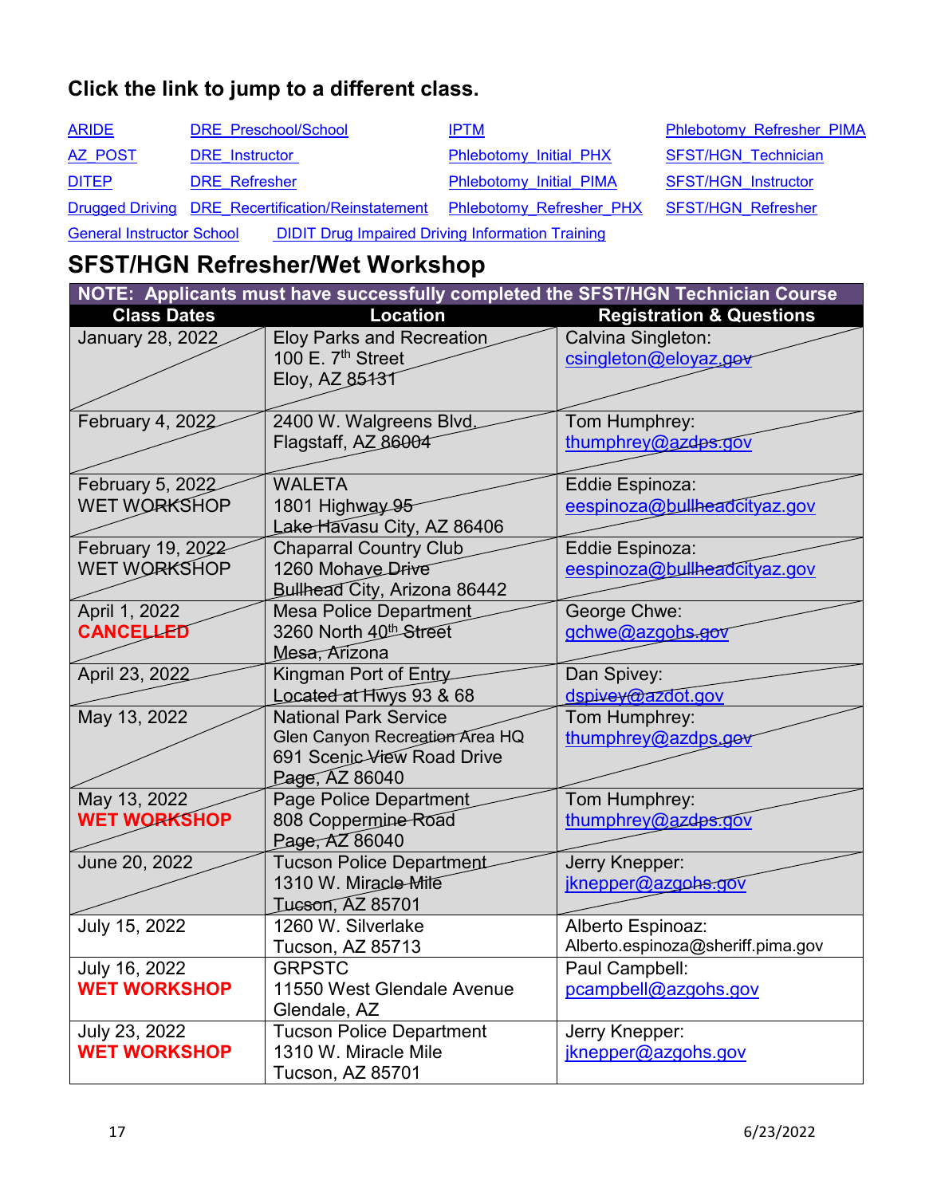**Click the link to jump to a different class.**

[ARIDE](#) [DRE_Preschool/School](#) [IPTM](#) [Phlebotomy_Refresher_PIMA](#)
[AZ_POST](#) [DRE_Instructor](#) [Phlebotomy_Initial_PHX](#) [SFST/HGN_Technician](#)
[DITEP](#) [DRE_Refresher](#) [Phlebotomy_Initial_PIMA](#) [SFST/HGN_Instructor](#)
[Drugged Driving](#) [DRE_Recertification/Reinstatement](#) [Phlebotomy_Refresher_PHX](#) [SFST/HGN_Refresher](#)
[General Instructor School](#) [DIDIT Drug Impaired Driving Information Training](#)

## SFST/HGN Refresher/Wet Workshop

| NOTE: Applicants must have successfully completed the SFST/HGN Technician Course | | |
|---|---|---|
| **Class Dates** | **Location** | **Registration & Questions** |
| January 28, 2022 | Eloy Parks and Recreation<br>100 E. 7th Street<br>Eloy, AZ 85131 | Calvina Singleton:<br>csingleton@eloyaz.gov |
| February 4, 2022 | 2400 W. Walgreens Blvd.<br>Flagstaff, AZ 86004 | Tom Humphrey:<br>thumphrey@azdps.gov |
| February 5, 2022<br>WET WORKSHOP | WALETA<br>1801 Highway 95<br>Lake Havasu City, AZ 86406 | Eddie Espinoza:<br>eespinoza@bullheadcityaz.gov |
| February 19, 2022<br>WET WORKSHOP | Chaparral Country Club<br>1260 Mohave Drive<br>Bullhead City, Arizona 86442 | Eddie Espinoza:<br>eespinoza@bullheadcityaz.gov |
| April 1, 2022<br>**CANCELLED** | Mesa Police Department<br>3260 North 40th Street<br>Mesa, Arizona | George Chwe:<br>gchwe@azgohs.gov |
| April 23, 2022 | Kingman Port of Entry<br>Located at Hwys 93 & 68 | Dan Spivey:<br>dspivey@azdot.gov |
| May 13, 2022 | National Park Service<br>Glen Canyon Recreation Area HQ<br>691 Scenic View Road Drive<br>Page, AZ 86040 | Tom Humphrey:<br>thumphrey@azdps.gov |
| May 13, 2022<br>**WET WORKSHOP** | Page Police Department<br>808 Coppermine Road<br>Page, AZ 86040 | Tom Humphrey:<br>thumphrey@azdps.gov |
| June 20, 2022 | Tucson Police Department<br>1310 W. Miracle Mile<br>Tucson, AZ 85701 | Jerry Knepper:<br>jknepper@azgohs.gov |
| July 15, 2022 | 1260 W. Silverlake<br>Tucson, AZ 85713 | Alberto Espinoaz:<br>Alberto.espinoza@sheriff.pima.gov |
| July 16, 2022<br>**WET WORKSHOP** | GRPSTC<br>11550 West Glendale Avenue<br>Glendale, AZ | Paul Campbell:<br>pcampbell@azgohs.gov |
| July 23, 2022<br>**WET WORKSHOP** | Tucson Police Department<br>1310 W. Miracle Mile<br>Tucson, AZ 85701 | Jerry Knepper:<br>jknepper@azgohs.gov |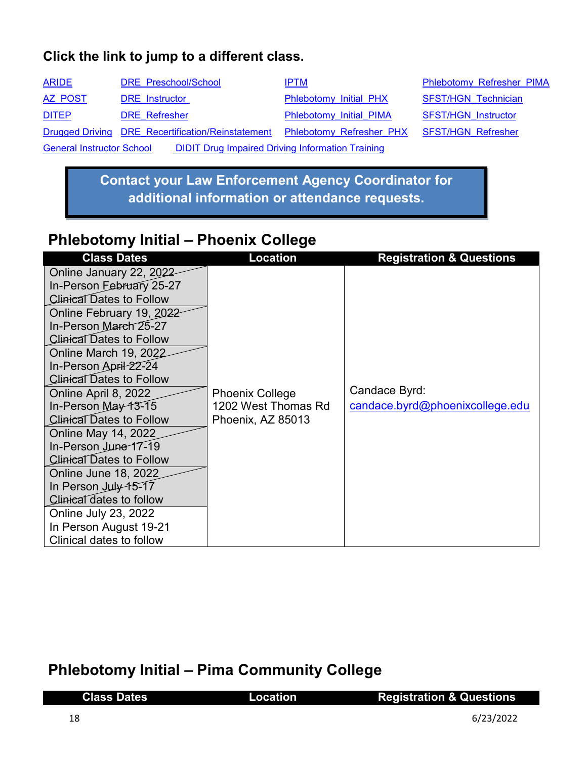**Click the link to jump to a different class.**

| | | | |
|---|---|---|---|
| ARIDE | DRE_Preschool/School | IPTM | Phlebotomy_Refresher_PIMA |
| AZ_POST | DRE_Instructor | Phlebotomy_Initial_PHX | SFST/HGN_Technician |
| DITEP | DRE_Refresher | Phlebotomy_Initial_PIMA | SFST/HGN_Instructor |
| Drugged Driving | DRE_Recertification/Reinstatement | Phlebotomy_Refresher_PHX | SFST/HGN_Refresher |
| General Instructor School | DIDIT Drug Impaired Driving Information Training | | |

**Contact your Law Enforcement Agency Coordinator for additional information or attendance requests.**

## Phlebotomy Initial – Phoenix College

| Class Dates | Location | Registration & Questions |
|---|---|---|
| ~~Online January 22, 2022 In-Person February 25-27 Clinical Dates to Follow~~ | Phoenix College 1202 West Thomas Rd Phoenix, AZ 85013 | Candace Byrd: candace.byrd@phoenixcollege.edu |
| ~~Online February 19, 2022 In-Person March 25-27 Clinical Dates to Follow~~ | | |
| ~~Online March 19, 2022 In-Person April 22-24 Clinical Dates to Follow~~ | | |
| ~~Online April 8, 2022 In-Person May 13-15 Clinical Dates to Follow~~ | | |
| ~~Online May 14, 2022 In-Person June 17-19 Clinical Dates to Follow~~ | | |
| ~~Online June 18, 2022 In Person July 15-17 Clinical dates to follow~~ | | |
| Online July 23, 2022 In Person August 19-21 Clinical dates to follow | | |

## Phlebotomy Initial – Pima Community College

| Class Dates | Location | Registration & Questions |
|---|---|---|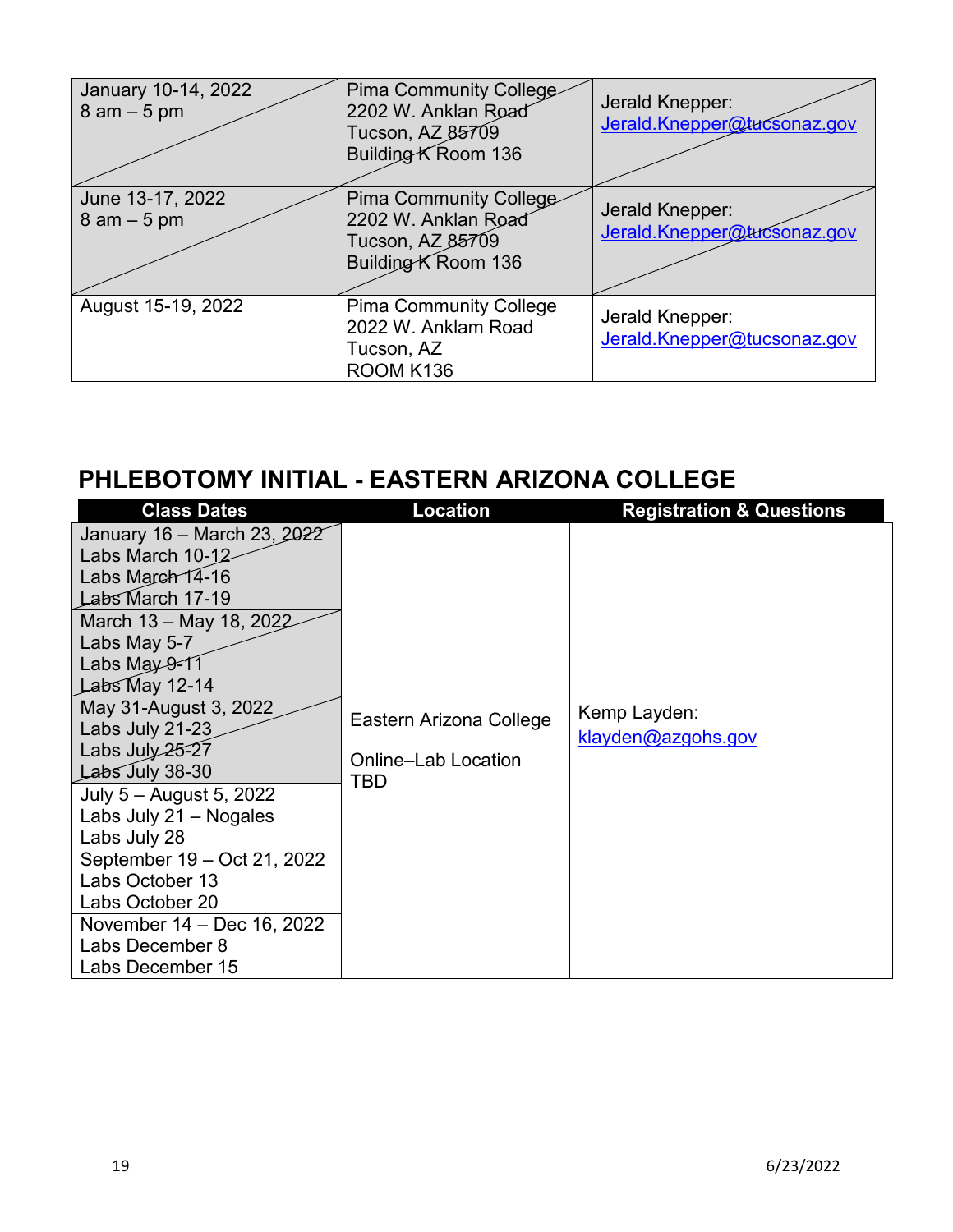| | | |
|---|---|---|
| January 10-14, 2022<br>8 am – 5 pm | Pima Community College<br>2202 W. Anklan Road<br>Tucson, AZ 85709<br>Building K Room 136 | Jerald Knepper:<br>Jerald.Knepper@tucsonaz.gov |
| June 13-17, 2022<br>8 am – 5 pm | Pima Community College<br>2202 W. Anklan Road<br>Tucson, AZ 85709<br>Building K Room 136 | Jerald Knepper:<br>Jerald.Knepper@tucsonaz.gov |
| August 15-19, 2022 | Pima Community College<br>2022 W. Anklam Road<br>Tucson, AZ<br>ROOM K136 | Jerald Knepper:<br>Jerald.Knepper@tucsonaz.gov |

## PHLEBOTOMY INITIAL - EASTERN ARIZONA COLLEGE

| Class Dates | Location | Registration & Questions |
|---|---|---|
| January 16 – March 23, 2022<br>Labs March 10-12<br>Labs March 14-16<br>Labs March 17-19 | Eastern Arizona College<br><br>Online–Lab Location TBD | Kemp Layden:<br>klayden@azgohs.gov |
| March 13 – May 18, 2022<br>Labs May 5-7<br>Labs May 9-11<br>Labs May 12-14 | | |
| May 31-August 3, 2022<br>Labs July 21-23<br>Labs July 25-27<br>Labs July 38-30 | | |
| July 5 – August 5, 2022<br>Labs July 21 – Nogales<br>Labs July 28 | | |
| September 19 – Oct 21, 2022<br>Labs October 13<br>Labs October 20 | | |
| November 14 – Dec 16, 2022<br>Labs December 8<br>Labs December 15 | | |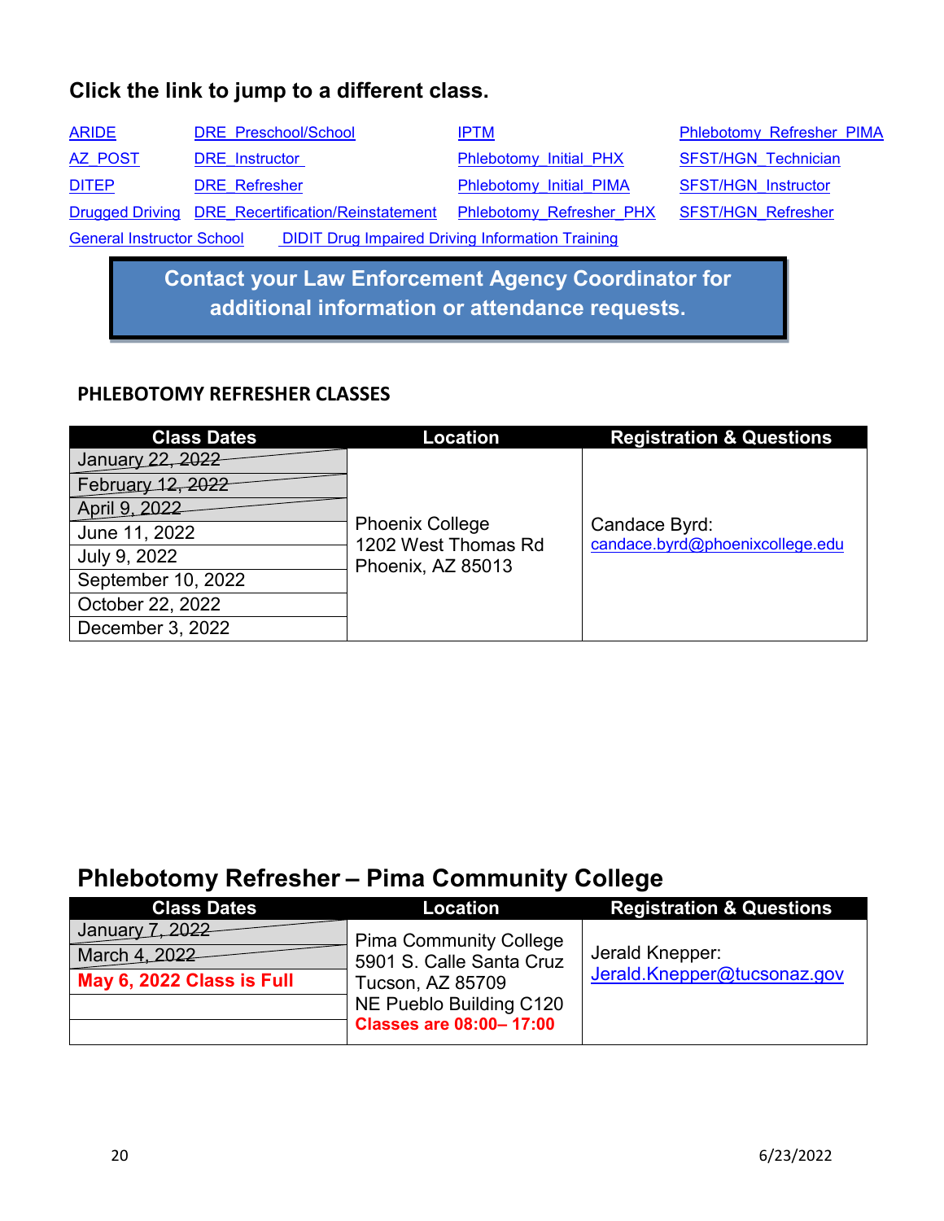## Click the link to jump to a different class.

| | | | |
|---|---|---|---|
| ARIDE | DRE_Preschool/School | IPTM | Phlebotomy_Refresher_PIMA |
| AZ_POST | DRE_Instructor | Phlebotomy_Initial_PHX | SFST/HGN_Technician |
| DITEP | DRE_Refresher | Phlebotomy_Initial_PIMA | SFST/HGN_Instructor |
| Drugged Driving | DRE_Recertification/Reinstatement | Phlebotomy_Refresher_PHX | SFST/HGN_Refresher |
| General Instructor School | DIDIT Drug Impaired Driving Information Training | | |

**Contact your Law Enforcement Agency Coordinator for additional information or attendance requests.**

### PHLEBOTOMY REFRESHER CLASSES

| Class Dates | Location | Registration & Questions |
|---|---|---|
| ~~January 22, 2022~~ | Phoenix College<br>1202 West Thomas Rd<br>Phoenix, AZ 85013 | Candace Byrd:<br>candace.byrd@phoenixcollege.edu |
| ~~February 12, 2022~~ | | |
| ~~April 9, 2022~~ | | |
| June 11, 2022 | | |
| July 9, 2022 | | |
| September 10, 2022 | | |
| October 22, 2022 | | |
| December 3, 2022 | | |

## Phlebotomy Refresher – Pima Community College

| Class Dates | Location | Registration & Questions |
|---|---|---|
| ~~January 7, 2022~~ | Pima Community College<br>5901 S. Calle Santa Cruz<br>Tucson, AZ 85709<br>NE Pueblo Building C120<br>**Classes are 08:00– 17:00** | Jerald Knepper:<br>Jerald.Knepper@tucsonaz.gov |
| ~~March 4, 2022~~ | | |
| **May 6, 2022 Class is Full** | | |
| | | |
| | | |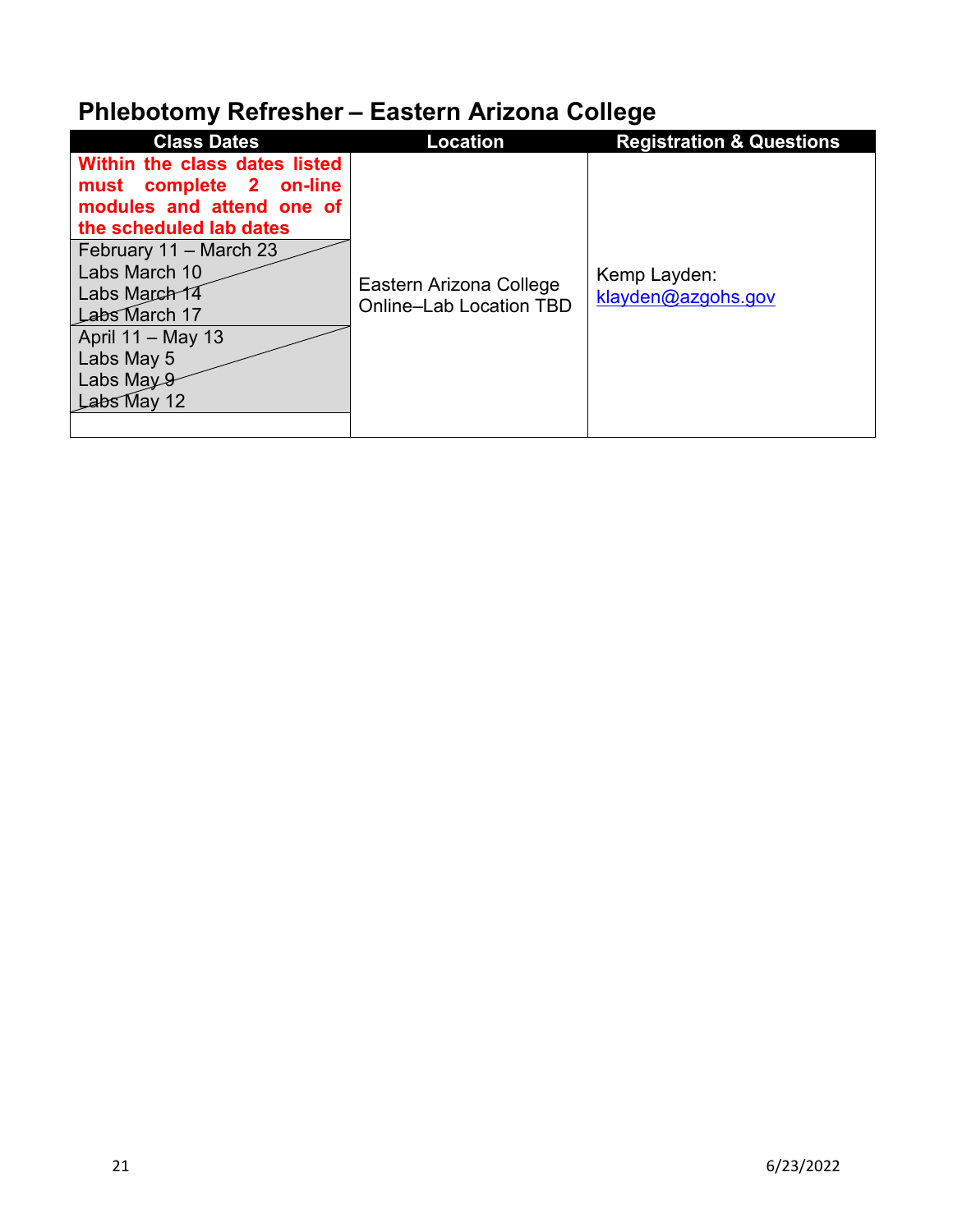## Phlebotomy Refresher – Eastern Arizona College

| Class Dates | Location | Registration & Questions |
|---|---|---|
| **Within the class dates listed must complete 2 on-line modules and attend one of the scheduled lab dates** | Eastern Arizona College Online–Lab Location TBD | Kemp Layden: klayden@azgohs.gov |
| ~~February 11 – March 23<br>Labs March 10<br>Labs March 14<br>Labs March 17~~ | | |
| ~~April 11 – May 13<br>Labs May 5<br>Labs May 9<br>Labs May 12~~ | | |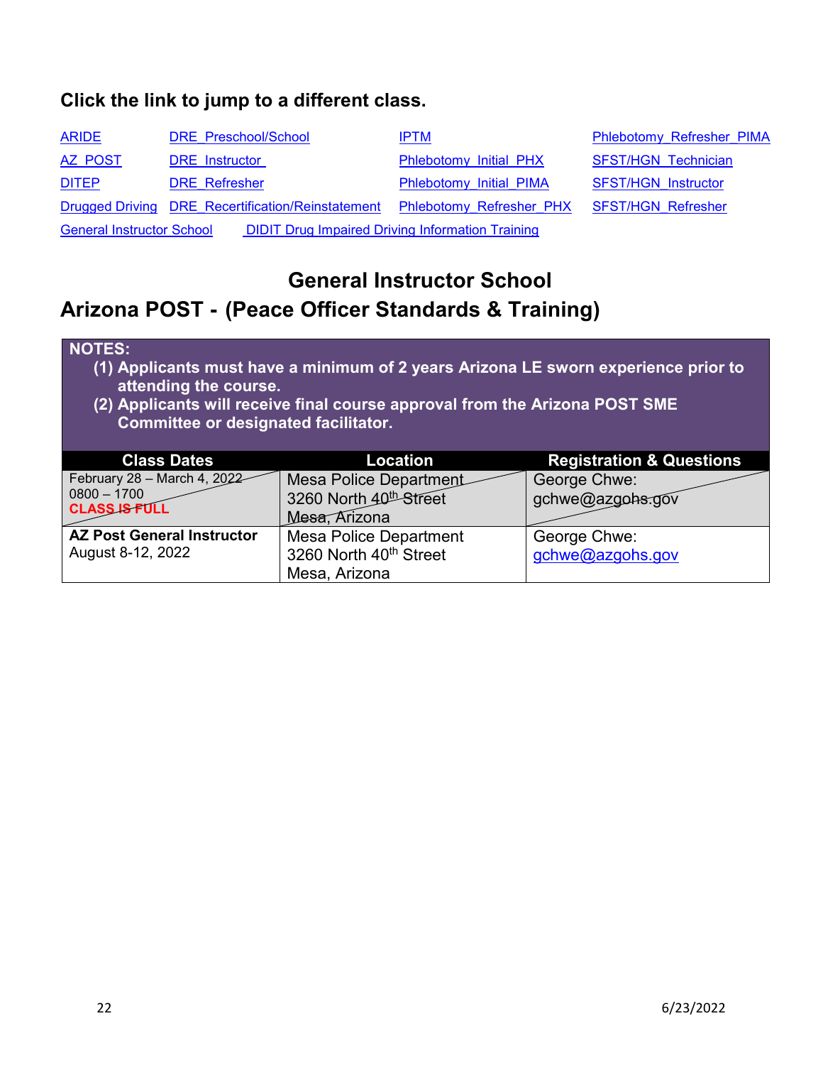**Click the link to jump to a different class.**

| | | | |
|---|---|---|---|
| ARIDE | DRE_Preschool/School | IPTM | Phlebotomy_Refresher_PIMA |
| AZ_POST | DRE_Instructor | Phlebotomy_Initial_PHX | SFST/HGN_Technician |
| DITEP | DRE_Refresher | Phlebotomy_Initial_PIMA | SFST/HGN_Instructor |
| Drugged Driving | DRE_Recertification/Reinstatement | Phlebotomy_Refresher_PHX | SFST/HGN_Refresher |

General Instructor School    DIDIT Drug Impaired Driving Information Training

## General Instructor School

## Arizona POST - (Peace Officer Standards & Training)

**NOTES:**

**(1) Applicants must have a minimum of 2 years Arizona LE sworn experience prior to attending the course.**

**(2) Applicants will receive final course approval from the Arizona POST SME Committee or designated facilitator.**

| Class Dates | Location | Registration & Questions |
|---|---|---|
| ~~February 28 – March 4, 2022 0800 – 1700~~ **CLASS IS FULL** | ~~Mesa Police Department 3260 North 40th Street Mesa, Arizona~~ | ~~George Chwe: gchwe@azgohs.gov~~ |
| **AZ Post General Instructor** August 8-12, 2022 | Mesa Police Department 3260 North 40th Street Mesa, Arizona | George Chwe: gchwe@azgohs.gov |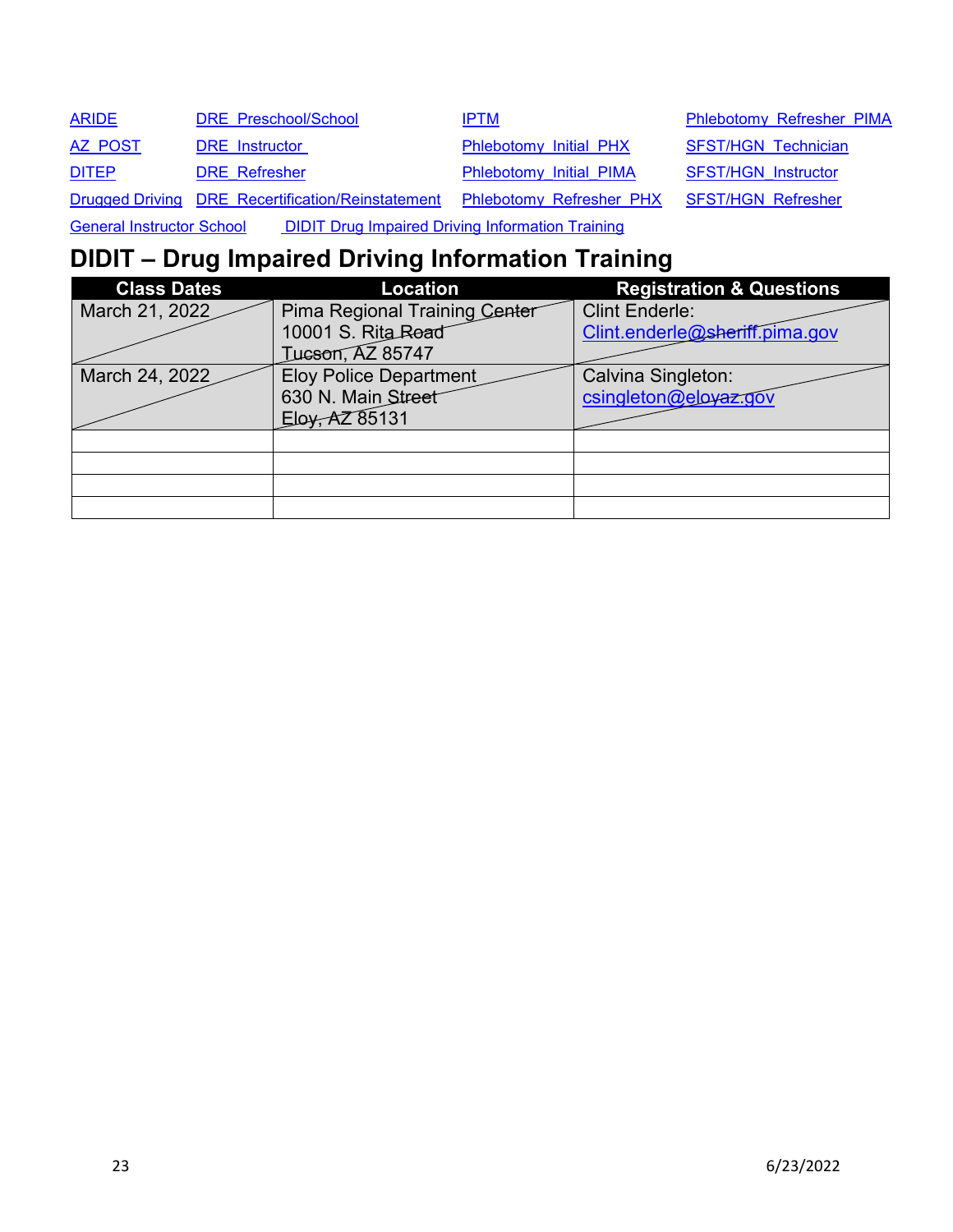| | | | |
|---|---|---|---|
| ARIDE | DRE Preschool/School | IPTM | Phlebotomy Refresher PIMA |
| AZ POST | DRE Instructor | Phlebotomy Initial PHX | SFST/HGN Technician |
| DITEP | DRE Refresher | Phlebotomy Initial PIMA | SFST/HGN Instructor |
| Drugged Driving | DRE Recertification/Reinstatement | Phlebotomy Refresher PHX | SFST/HGN Refresher |

General Instructor School    DIDIT Drug Impaired Driving Information Training

# DIDIT – Drug Impaired Driving Information Training

| Class Dates | Location | Registration & Questions |
|---|---|---|
| ~~March 21, 2022~~ | ~~Pima Regional Training Center<br>10001 S. Rita Road<br>Tucson, AZ 85747~~ | ~~Clint Enderle:<br>Clint.enderle@sheriff.pima.gov~~ |
| ~~March 24, 2022~~ | ~~Eloy Police Department<br>630 N. Main Street<br>Eloy, AZ 85131~~ | ~~Calvina Singleton:<br>csingleton@eloyaz.gov~~ |
| | | |
| | | |
| | | |
| | | |

6/23/2022